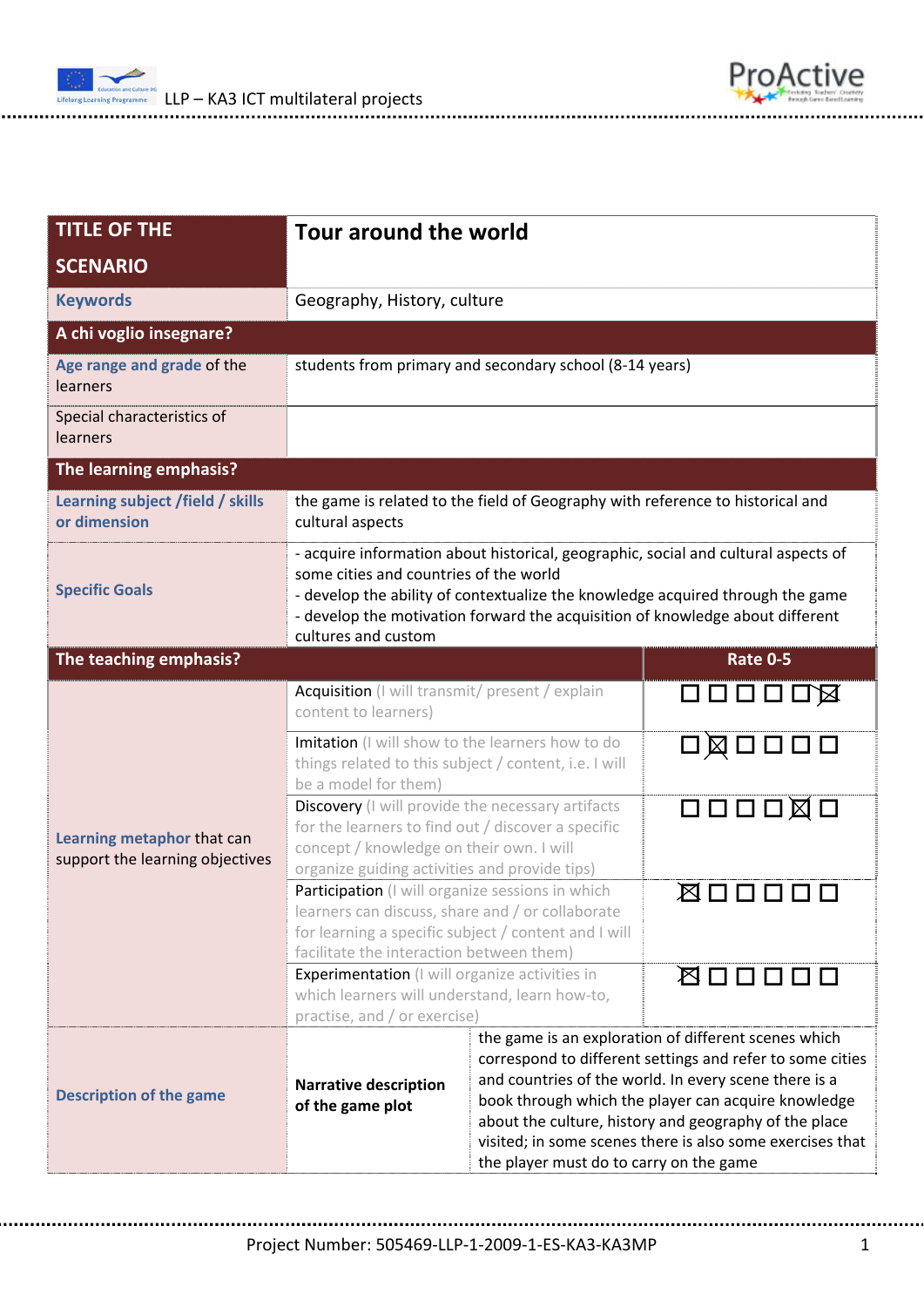| TITLE OF THE SCENARIO | Tour around the world | |
|---|---|---|
| **Keywords** | Geography, History, culture | |
| **A chi voglio insegnare?** | | |
| **Age range and grade** of the learners | students from primary and secondary school (8-14 years) | |
| Special characteristics of learners | | |
| **The learning emphasis?** | | |
| **Learning subject /field / skills or dimension** | the game is related to the field of Geography with reference to historical and cultural aspects | |
| **Specific Goals** | - acquire information about historical, geographic, social and cultural aspects of some cities and countries of the world<br>- develop the ability of contextualize the knowledge acquired through the game<br>- develop the motivation forward the acquisition of knowledge about different cultures and custom | |
| **The teaching emphasis?** | | **Rate 0-5** |
| **Learning metaphor** that can support the learning objectives | Acquisition (I will transmit/ present / explain content to learners) | ☐ ☐ ☐ ☐ ☐ ☒ |
| | Imitation (I will show to the learners how to do things related to this subject / content, i.e. I will be a model for them) | ☐ ☒ ☐ ☐ ☐ ☐ |
| | Discovery (I will provide the necessary artifacts for the learners to find out / discover a specific concept / knowledge on their own. I will organize guiding activities and provide tips) | ☐ ☐ ☐ ☐ ☒ ☐ |
| | Participation (I will organize sessions in which learners can discuss, share and / or collaborate for learning a specific subject / content and I will facilitate the interaction between them) | ☒ ☐ ☐ ☐ ☐ ☐ |
| | Experimentation (I will organize activities in which learners will understand, learn how-to, practise, and / or exercise) | ☒ ☐ ☐ ☐ ☐ ☐ |
| **Description of the game** | **Narrative description of the game plot** | the game is an exploration of different scenes which correspond to different settings and refer to some cities and countries of the world. In every scene there is a book through which the player can acquire knowledge about the culture, history and geography of the place visited; in some scenes there is also some exercises that the player must do to carry on the game |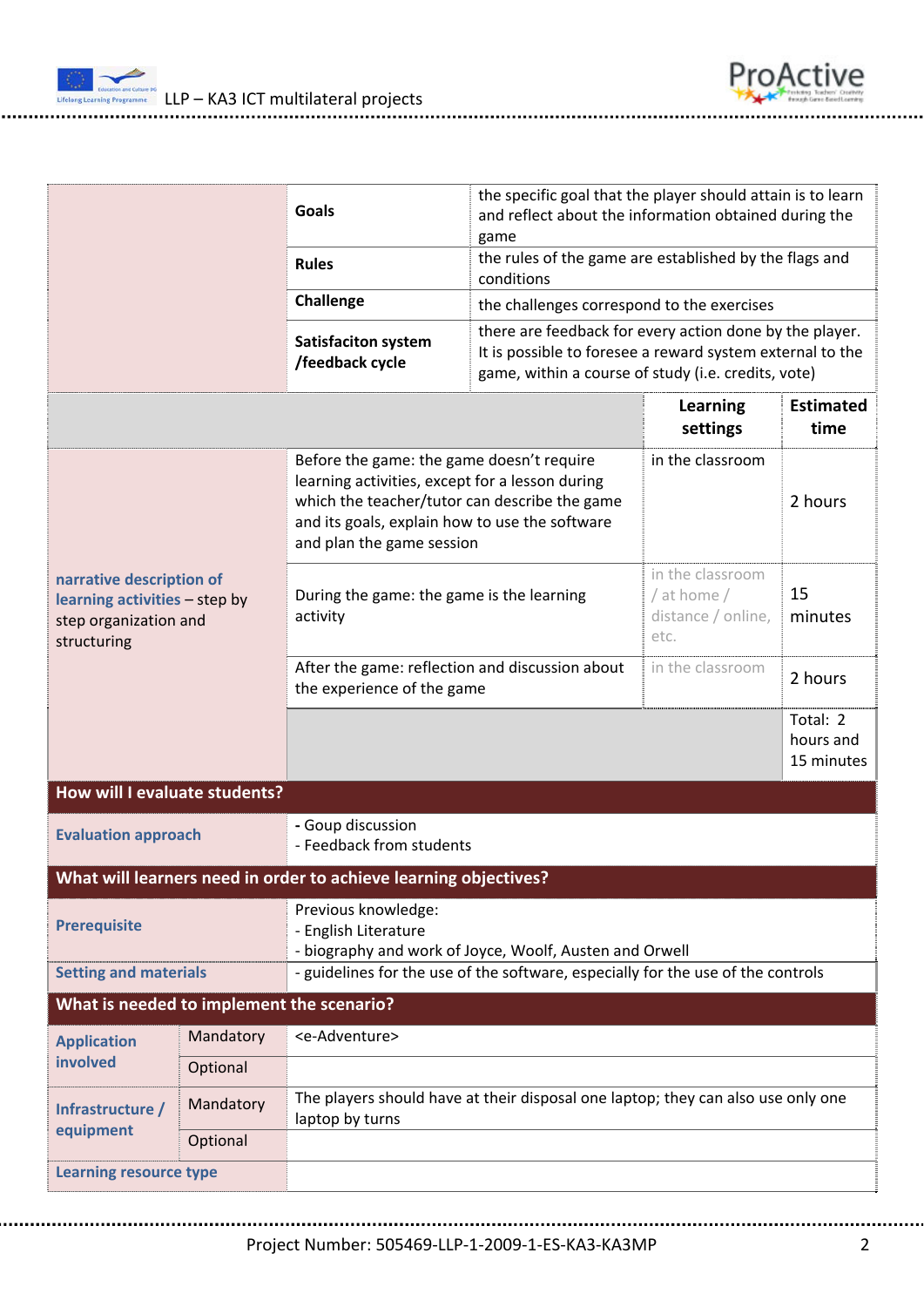| | | |
|---|---|---|
| | **Goals** | the specific goal that the player should attain is to learn and reflect about the information obtained during the game |
| | **Rules** | the rules of the game are established by the flags and conditions |
| | **Challenge** | the challenges correspond to the exercises |
| | **Satisfaciton system /feedback cycle** | there are feedback for every action done by the player. It is possible to foresee a reward system external to the game, within a course of study (i.e. credits, vote) |

| | | **Learning settings** | **Estimated time** |
|---|---|---|---|
| **narrative description of learning activities** – step by step organization and structuring | Before the game: the game doesn't require learning activities, except for a lesson during which the teacher/tutor can describe the game and its goals, explain how to use the software and plan the game session | in the classroom | 2 hours |
| | During the game: the game is the learning activity | in the classroom / at home / distance / online, etc. | 15 minutes |
| | After the game: reflection and discussion about the experience of the game | in the classroom | 2 hours |
| | | | Total: 2 hours and 15 minutes |

## How will I evaluate students?

| | |
|---|---|
| **Evaluation approach** | - Goup discussion<br>- Feedback from students |

## What will learners need in order to achieve learning objectives?

| | |
|---|---|
| **Prerequisite** | Previous knowledge:<br>- English Literature<br>- biography and work of Joyce, Woolf, Austen and Orwell |
| **Setting and materials** | - guidelines for the use of the software, especially for the use of the controls |

## What is needed to implement the scenario?

| | | |
|---|---|---|
| **Application involved** | Mandatory | <e-Adventure> |
| | Optional | |
| **Infrastructure / equipment** | Mandatory | The players should have at their disposal one laptop; they can also use only one laptop by turns |
| | Optional | |
| **Learning resource type** | | |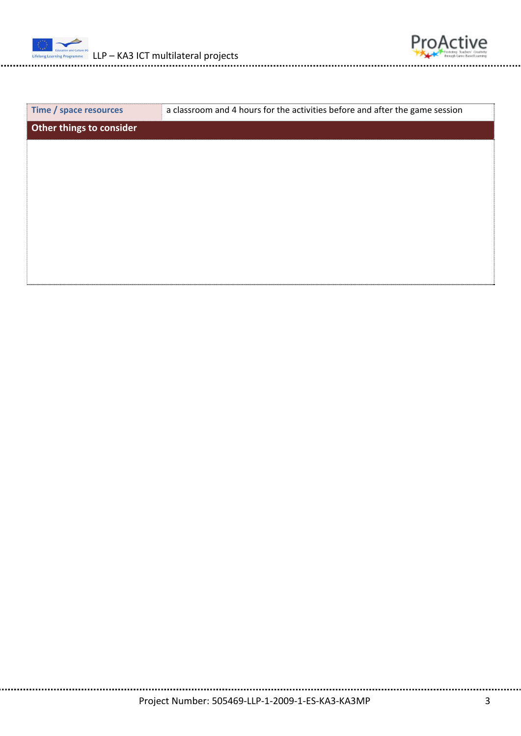| | |
|---|---|
| **Time / space resources** | a classroom and 4 hours for the activities before and after the game session |
| **Other things to consider** | |
| | |